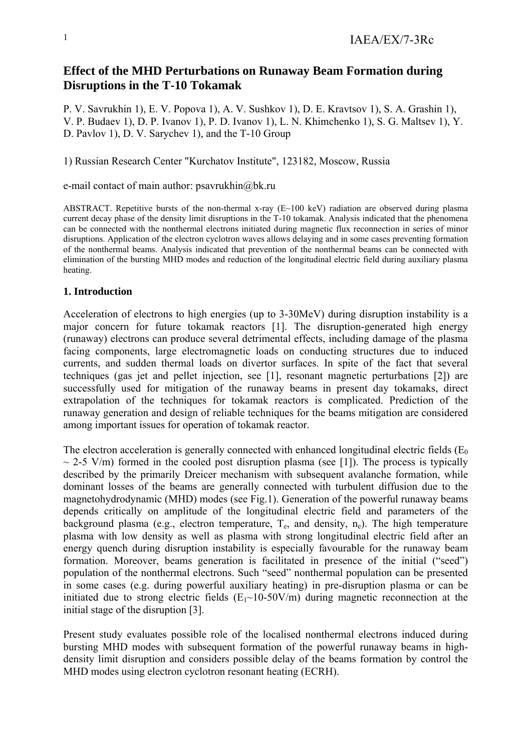# Effect of the MHD Perturbations on Runaway Beam Formation during Disruptions in the T-10 Tokamak

P. V. Savrukhin 1), E. V. Popova 1), A. V. Sushkov 1), D. E. Kravtsov 1), S. A. Grashin 1), V. P. Budaev 1), D. P. Ivanov 1), P. D. Ivanov 1), L. N. Khimchenko 1), S. G. Maltsev 1), Y. D. Pavlov 1), D. V. Sarychev 1), and the T-10 Group

1) Russian Research Center "Kurchatov Institute", 123182, Moscow, Russia

e-mail contact of main author: psavrukhin@bk.ru

ABSTRACT. Repetitive bursts of the non-thermal x-ray (E~100 keV) radiation are observed during plasma current decay phase of the density limit disruptions in the T-10 tokamak. Analysis indicated that the phenomena can be connected with the nonthermal electrons initiated during magnetic flux reconnection in series of minor disruptions. Application of the electron cyclotron waves allows delaying and in some cases preventing formation of the nonthermal beams. Analysis indicated that prevention of the nonthermal beams can be connected with elimination of the bursting MHD modes and reduction of the longitudinal electric field during auxiliary plasma heating.

## 1. Introduction

Acceleration of electrons to high energies (up to 3-30MeV) during disruption instability is a major concern for future tokamak reactors [1]. The disruption-generated high energy (runaway) electrons can produce several detrimental effects, including damage of the plasma facing components, large electromagnetic loads on conducting structures due to induced currents, and sudden thermal loads on divertor surfaces. In spite of the fact that several techniques (gas jet and pellet injection, see [1], resonant magnetic perturbations [2]) are successfully used for mitigation of the runaway beams in present day tokamaks, direct extrapolation of the techniques for tokamak reactors is complicated. Prediction of the runaway generation and design of reliable techniques for the beams mitigation are considered among important issues for operation of tokamak reactor.

The electron acceleration is generally connected with enhanced longitudinal electric fields ($E_0$ ~ 2-5 V/m) formed in the cooled post disruption plasma (see [1]). The process is typically described by the primarily Dreicer mechanism with subsequent avalanche formation, while dominant losses of the beams are generally connected with turbulent diffusion due to the magnetohydrodynamic (MHD) modes (see Fig.1). Generation of the powerful runaway beams depends critically on amplitude of the longitudinal electric field and parameters of the background plasma (e.g., electron temperature, $T_e$, and density, $n_e$). The high temperature plasma with low density as well as plasma with strong longitudinal electric field after an energy quench during disruption instability is especially favourable for the runaway beam formation. Moreover, beams generation is facilitated in presence of the initial ("seed") population of the nonthermal electrons. Such "seed" nonthermal population can be presented in some cases (e.g. during powerful auxiliary heating) in pre-disruption plasma or can be initiated due to strong electric fields ($E_1$~10-50V/m) during magnetic reconnection at the initial stage of the disruption [3].

Present study evaluates possible role of the localised nonthermal electrons induced during bursting MHD modes with subsequent formation of the powerful runaway beams in high-density limit disruption and considers possible delay of the beams formation by control the MHD modes using electron cyclotron resonant heating (ECRH).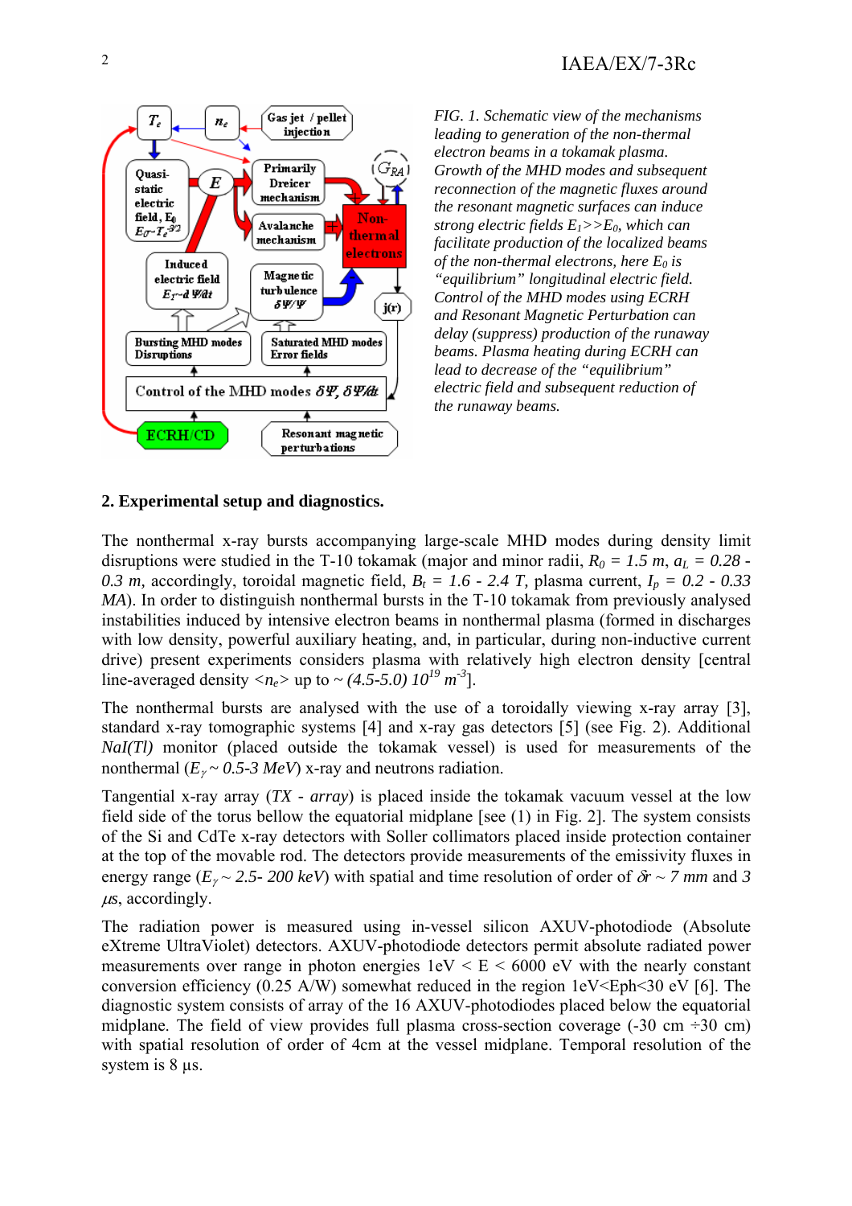*FIG. 1. Schematic view of the mechanisms leading to generation of the non-thermal electron beams in a tokamak plasma. Growth of the MHD modes and subsequent reconnection of the magnetic fluxes around the resonant magnetic surfaces can induce strong electric fields $E_1 >> E_0$, which can facilitate production of the localized beams of the non-thermal electrons, here $E_0$ is "equilibrium" longitudinal electric field. Control of the MHD modes using ECRH and Resonant Magnetic Perturbation can delay (suppress) production of the runaway beams. Plasma heating during ECRH can lead to decrease of the "equilibrium" electric field and subsequent reduction of the runaway beams.*

## 2. Experimental setup and diagnostics.

The nonthermal x-ray bursts accompanying large-scale MHD modes during density limit disruptions were studied in the T-10 tokamak (major and minor radii, $R_0 = 1.5$ *m*, $a_L = 0.28 - 0.3$ *m*, accordingly, toroidal magnetic field, $B_t = 1.6 - 2.4$ *T*, plasma current, $I_p = 0.2 - 0.33$ *MA*). In order to distinguish nonthermal bursts in the T-10 tokamak from previously analysed instabilities induced by intensive electron beams in nonthermal plasma (formed in discharges with low density, powerful auxiliary heating, and, in particular, during non-inductive current drive) present experiments considers plasma with relatively high electron density [central line-averaged density $<n_e>$ up to $\sim (4.5\text{-}5.0)\ 10^{19}\ m^{-3}$].

The nonthermal bursts are analysed with the use of a toroidally viewing x-ray array [3], standard x-ray tomographic systems [4] and x-ray gas detectors [5] (see Fig. 2). Additional *NaI(Tl)* monitor (placed outside the tokamak vessel) is used for measurements of the nonthermal ($E_\gamma \sim 0.5\text{-}3$ *MeV*) x-ray and neutrons radiation.

Tangential x-ray array (*TX - array*) is placed inside the tokamak vacuum vessel at the low field side of the torus bellow the equatorial midplane [see (1) in Fig. 2]. The system consists of the Si and CdTe x-ray detectors with Soller collimators placed inside protection container at the top of the movable rod. The detectors provide measurements of the emissivity fluxes in energy range ($E_\gamma \sim 2.5\text{-}200$ *keV*) with spatial and time resolution of order of $\delta r \sim 7$ *mm* and 3 $\mu s$, accordingly.

The radiation power is measured using in-vessel silicon AXUV-photodiode (Absolute eXtreme UltraViolet) detectors. AXUV-photodiode detectors permit absolute radiated power measurements over range in photon energies 1eV < E < 6000 eV with the nearly constant conversion efficiency (0.25 A/W) somewhat reduced in the region 1eV<Eph<30 eV [6]. The diagnostic system consists of array of the 16 AXUV-photodiodes placed below the equatorial midplane. The field of view provides full plasma cross-section coverage (-30 cm ÷30 cm) with spatial resolution of order of 4cm at the vessel midplane. Temporal resolution of the system is 8 μs.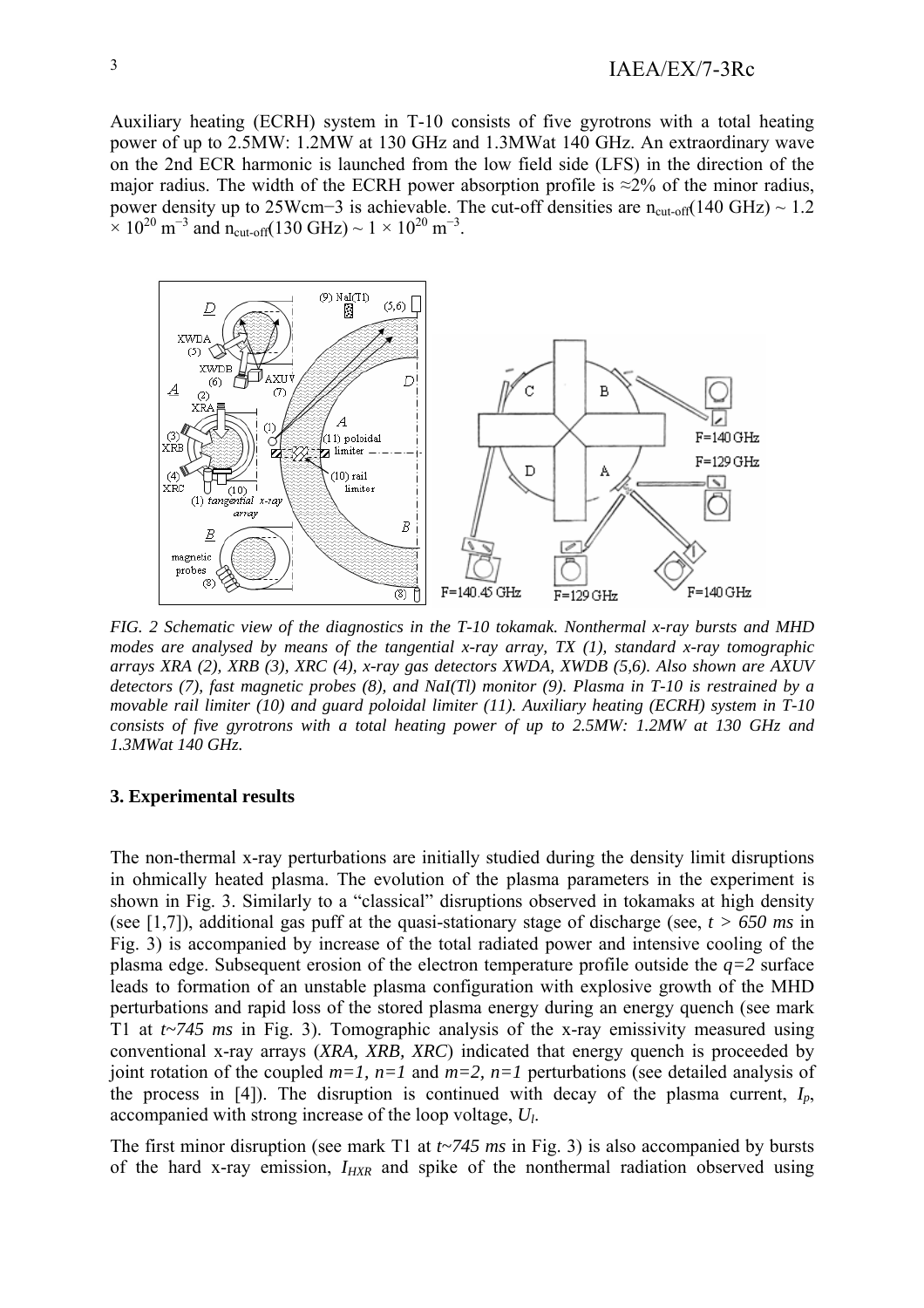Auxiliary heating (ECRH) system in T-10 consists of five gyrotrons with a total heating power of up to 2.5MW: 1.2MW at 130 GHz and 1.3MWat 140 GHz. An extraordinary wave on the 2nd ECR harmonic is launched from the low field side (LFS) in the direction of the major radius. The width of the ECRH power absorption profile is ≈2% of the minor radius, power density up to 25Wcm−3 is achievable. The cut-off densities are $n_{cut-off}(140\ GHz) \sim 1.2 \times 10^{20}\ m^{-3}$ and $n_{cut-off}(130\ GHz) \sim 1 \times 10^{20}\ m^{-3}$.

*FIG. 2 Schematic view of the diagnostics in the T-10 tokamak. Nonthermal x-ray bursts and MHD modes are analysed by means of the tangential x-ray array, TX (1), standard x-ray tomographic arrays XRA (2), XRB (3), XRC (4), x-ray gas detectors XWDA, XWDB (5,6). Also shown are AXUV detectors (7), fast magnetic probes (8), and NaI(Tl) monitor (9). Plasma in T-10 is restrained by a movable rail limiter (10) and guard poloidal limiter (11). Auxiliary heating (ECRH) system in T-10 consists of five gyrotrons with a total heating power of up to 2.5MW: 1.2MW at 130 GHz and 1.3MWat 140 GHz.*

### 3. Experimental results

The non-thermal x-ray perturbations are initially studied during the density limit disruptions in ohmically heated plasma. The evolution of the plasma parameters in the experiment is shown in Fig. 3. Similarly to a "classical" disruptions observed in tokamaks at high density (see [1,7]), additional gas puff at the quasi-stationary stage of discharge (see, $t > 650\ ms$ in Fig. 3) is accompanied by increase of the total radiated power and intensive cooling of the plasma edge. Subsequent erosion of the electron temperature profile outside the $q=2$ surface leads to formation of an unstable plasma configuration with explosive growth of the MHD perturbations and rapid loss of the stored plasma energy during an energy quench (see mark T1 at $t$~$745\ ms$ in Fig. 3). Tomographic analysis of the x-ray emissivity measured using conventional x-ray arrays (*XRA, XRB, XRC*) indicated that energy quench is proceeded by joint rotation of the coupled $m=1$, $n=1$ and $m=2$, $n=1$ perturbations (see detailed analysis of the process in [4]). The disruption is continued with decay of the plasma current, $I_p$, accompanied with strong increase of the loop voltage, $U_l$.

The first minor disruption (see mark T1 at $t$~$745\ ms$ in Fig. 3) is also accompanied by bursts of the hard x-ray emission, $I_{HXR}$ and spike of the nonthermal radiation observed using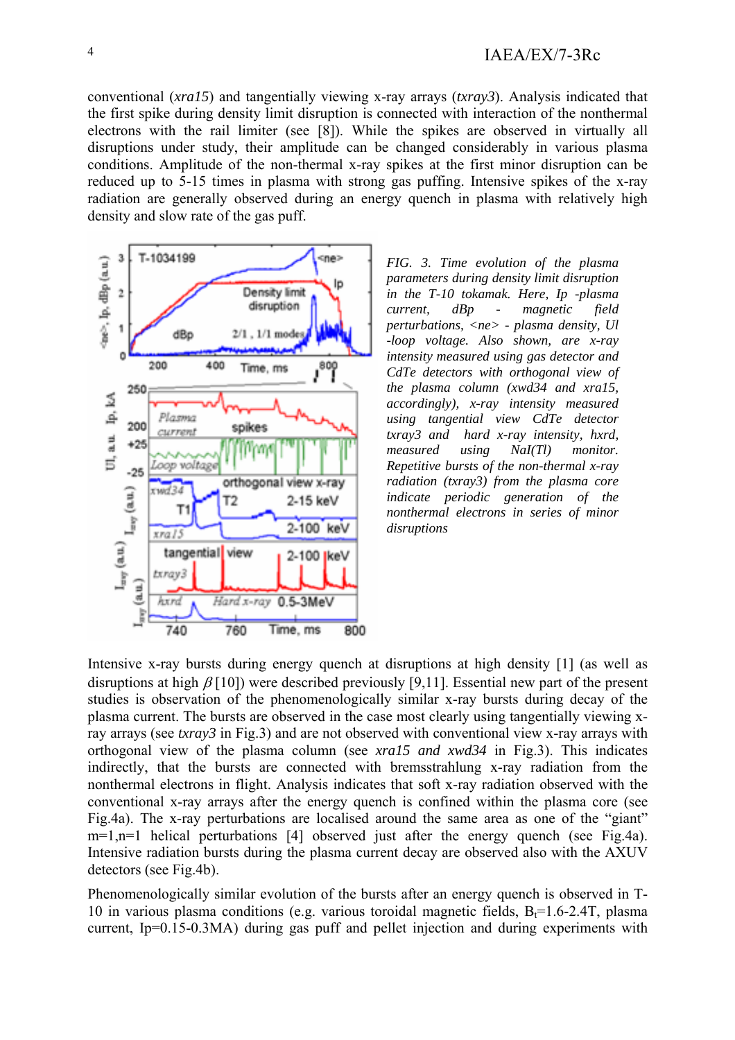conventional (*xra15*) and tangentially viewing x-ray arrays (*txray3*). Analysis indicated that the first spike during density limit disruption is connected with interaction of the nonthermal electrons with the rail limiter (see [8]). While the spikes are observed in virtually all disruptions under study, their amplitude can be changed considerably in various plasma conditions. Amplitude of the non-thermal x-ray spikes at the first minor disruption can be reduced up to 5-15 times in plasma with strong gas puffing. Intensive spikes of the x-ray radiation are generally observed during an energy quench in plasma with relatively high density and slow rate of the gas puff.

*FIG. 3. Time evolution of the plasma parameters during density limit disruption in the T-10 tokamak. Here, Ip -plasma current, dBp - magnetic field perturbations, <ne> - plasma density, Ul -loop voltage. Also shown, are x-ray intensity measured using gas detector and CdTe detectors with orthogonal view of the plasma column (xwd34 and xra15, accordingly), x-ray intensity measured using tangential view CdTe detector txray3 and hard x-ray intensity, hxrd, measured using NaI(Tl) monitor. Repetitive bursts of the non-thermal x-ray radiation (txray3) from the plasma core indicate periodic generation of the nonthermal electrons in series of minor disruptions*

Intensive x-ray bursts during energy quench at disruptions at high density [1] (as well as disruptions at high $\beta$ [10]) were described previously [9,11]. Essential new part of the present studies is observation of the phenomenologically similar x-ray bursts during decay of the plasma current. The bursts are observed in the case most clearly using tangentially viewing x-ray arrays (see *txray3* in Fig.3) and are not observed with conventional view x-ray arrays with orthogonal view of the plasma column (see *xra15 and xwd34* in Fig.3). This indicates indirectly, that the bursts are connected with bremsstrahlung x-ray radiation from the nonthermal electrons in flight. Analysis indicates that soft x-ray radiation observed with the conventional x-ray arrays after the energy quench is confined within the plasma core (see Fig.4a). The x-ray perturbations are localised around the same area as one of the "giant" m=1,n=1 helical perturbations [4] observed just after the energy quench (see Fig.4a). Intensive radiation bursts during the plasma current decay are observed also with the AXUV detectors (see Fig.4b).

Phenomenologically similar evolution of the bursts after an energy quench is observed in T-10 in various plasma conditions (e.g. various toroidal magnetic fields, $B_t$=1.6-2.4T, plasma current, Ip=0.15-0.3MA) during gas puff and pellet injection and during experiments with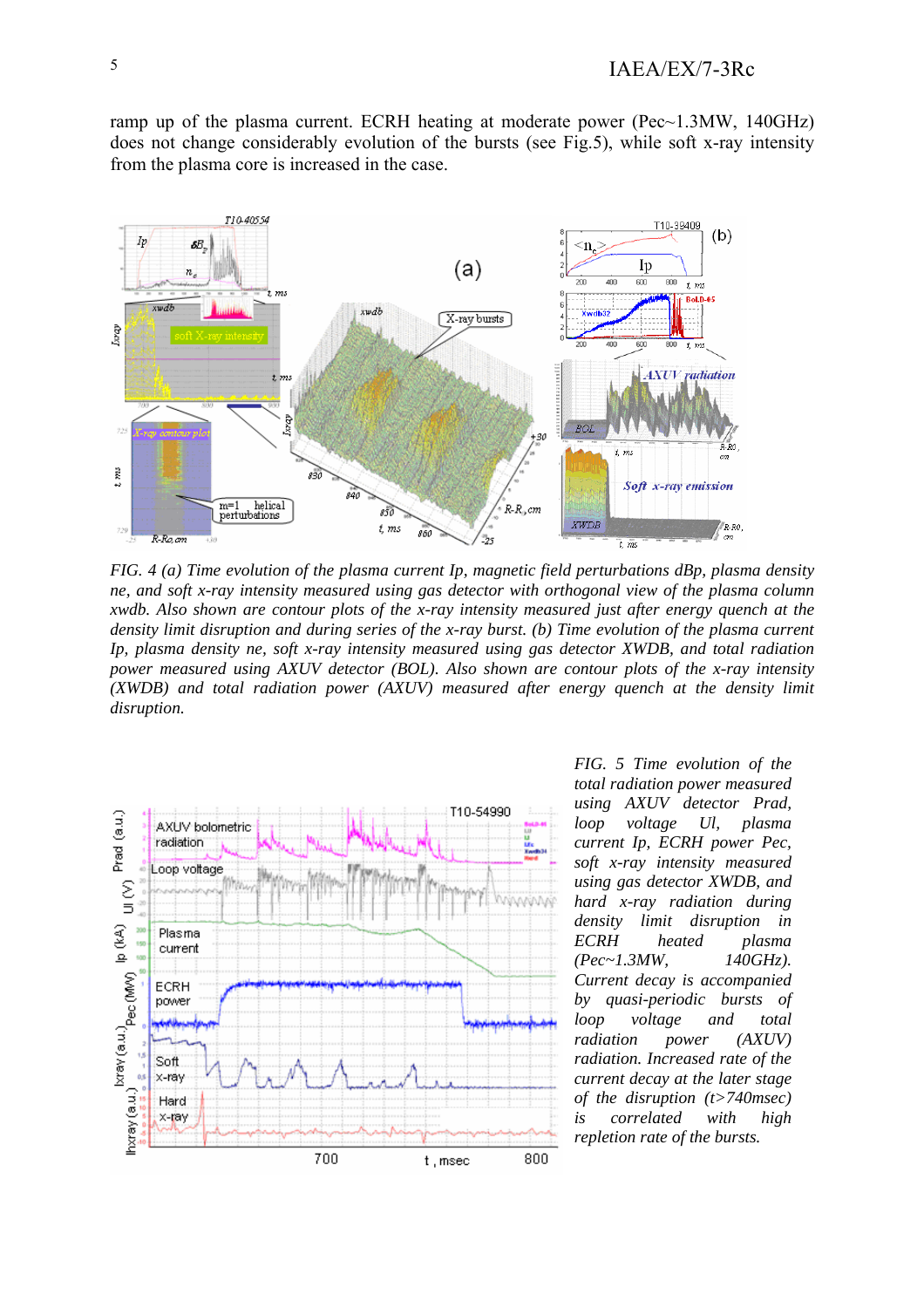ramp up of the plasma current. ECRH heating at moderate power (Pec~1.3MW, 140GHz) does not change considerably evolution of the bursts (see Fig.5), while soft x-ray intensity from the plasma core is increased in the case.

*FIG. 4 (a) Time evolution of the plasma current Ip, magnetic field perturbations dBp, plasma density ne, and soft x-ray intensity measured using gas detector with orthogonal view of the plasma column xwdb. Also shown are contour plots of the x-ray intensity measured just after energy quench at the density limit disruption and during series of the x-ray burst. (b) Time evolution of the plasma current Ip, plasma density ne, soft x-ray intensity measured using gas detector XWDB, and total radiation power measured using AXUV detector (BOL). Also shown are contour plots of the x-ray intensity (XWDB) and total radiation power (AXUV) measured after energy quench at the density limit disruption.*

*FIG. 5 Time evolution of the total radiation power measured using AXUV detector Prad, loop voltage Ul, plasma current Ip, ECRH power Pec, soft x-ray intensity measured using gas detector XWDB, and hard x-ray radiation during density limit disruption in ECRH heated plasma (Pec~1.3MW, 140GHz). Current decay is accompanied by quasi-periodic bursts of loop voltage and total radiation power (AXUV) radiation. Increased rate of the current decay at the later stage of the disruption (t>740msec) is correlated with high repletion rate of the bursts.*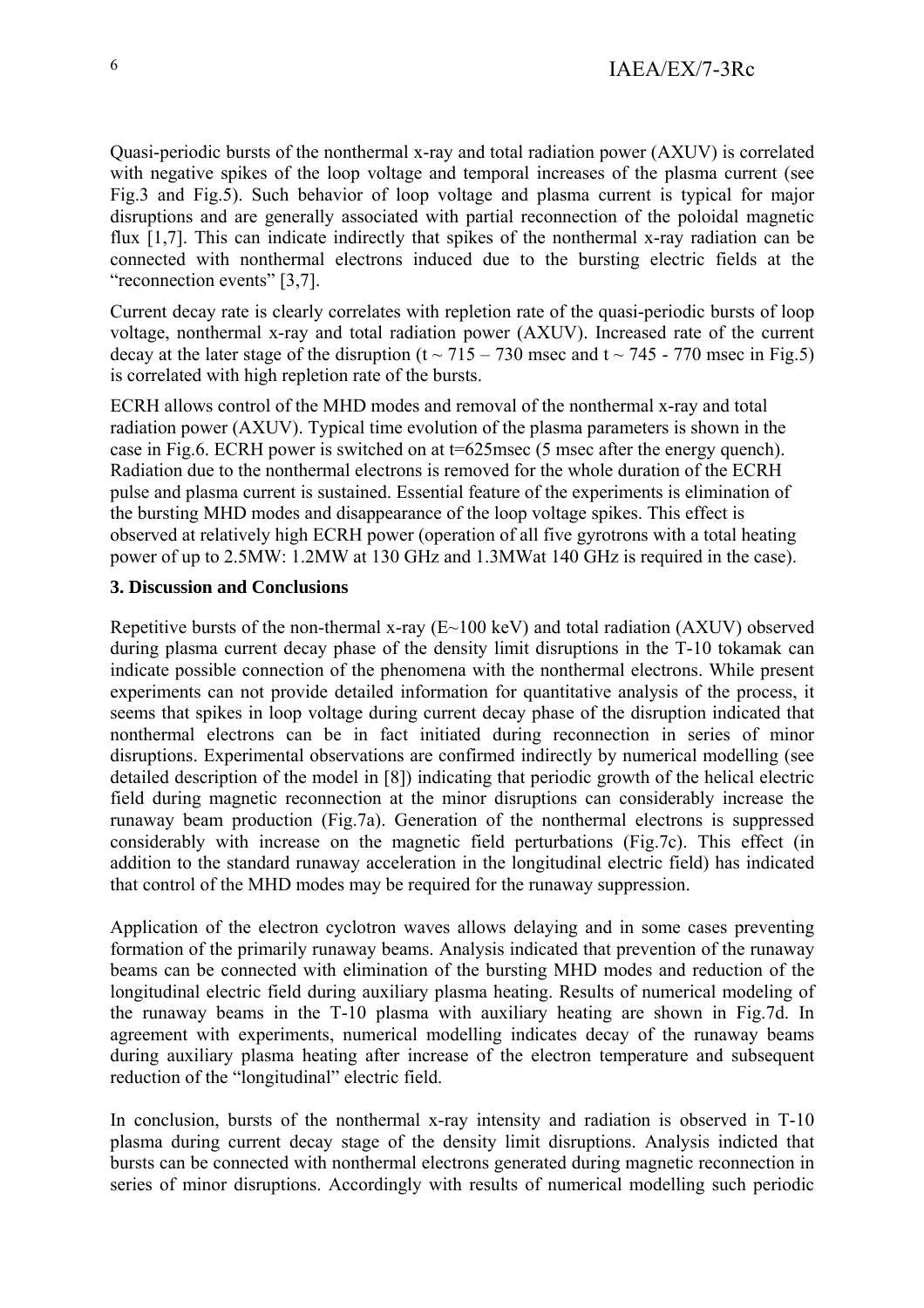Quasi-periodic bursts of the nonthermal x-ray and total radiation power (AXUV) is correlated with negative spikes of the loop voltage and temporal increases of the plasma current (see Fig.3 and Fig.5). Such behavior of loop voltage and plasma current is typical for major disruptions and are generally associated with partial reconnection of the poloidal magnetic flux [1,7]. This can indicate indirectly that spikes of the nonthermal x-ray radiation can be connected with nonthermal electrons induced due to the bursting electric fields at the "reconnection events" [3,7].

Current decay rate is clearly correlates with repletion rate of the quasi-periodic bursts of loop voltage, nonthermal x-ray and total radiation power (AXUV). Increased rate of the current decay at the later stage of the disruption (t ~ 715 – 730 msec and t ~ 745 - 770 msec in Fig.5) is correlated with high repletion rate of the bursts.

ECRH allows control of the MHD modes and removal of the nonthermal x-ray and total radiation power (AXUV). Typical time evolution of the plasma parameters is shown in the case in Fig.6. ECRH power is switched on at t=625msec (5 msec after the energy quench). Radiation due to the nonthermal electrons is removed for the whole duration of the ECRH pulse and plasma current is sustained. Essential feature of the experiments is elimination of the bursting MHD modes and disappearance of the loop voltage spikes. This effect is observed at relatively high ECRH power (operation of all five gyrotrons with a total heating power of up to 2.5MW: 1.2MW at 130 GHz and 1.3MWat 140 GHz is required in the case).

### 3. Discussion and Conclusions

Repetitive bursts of the non-thermal x-ray (E~100 keV) and total radiation (AXUV) observed during plasma current decay phase of the density limit disruptions in the T-10 tokamak can indicate possible connection of the phenomena with the nonthermal electrons. While present experiments can not provide detailed information for quantitative analysis of the process, it seems that spikes in loop voltage during current decay phase of the disruption indicated that nonthermal electrons can be in fact initiated during reconnection in series of minor disruptions. Experimental observations are confirmed indirectly by numerical modelling (see detailed description of the model in [8]) indicating that periodic growth of the helical electric field during magnetic reconnection at the minor disruptions can considerably increase the runaway beam production (Fig.7a). Generation of the nonthermal electrons is suppressed considerably with increase on the magnetic field perturbations (Fig.7c). This effect (in addition to the standard runaway acceleration in the longitudinal electric field) has indicated that control of the MHD modes may be required for the runaway suppression.

Application of the electron cyclotron waves allows delaying and in some cases preventing formation of the primarily runaway beams. Analysis indicated that prevention of the runaway beams can be connected with elimination of the bursting MHD modes and reduction of the longitudinal electric field during auxiliary plasma heating. Results of numerical modeling of the runaway beams in the T-10 plasma with auxiliary heating are shown in Fig.7d. In agreement with experiments, numerical modelling indicates decay of the runaway beams during auxiliary plasma heating after increase of the electron temperature and subsequent reduction of the "longitudinal" electric field.

In conclusion, bursts of the nonthermal x-ray intensity and radiation is observed in T-10 plasma during current decay stage of the density limit disruptions. Analysis indicted that bursts can be connected with nonthermal electrons generated during magnetic reconnection in series of minor disruptions. Accordingly with results of numerical modelling such periodic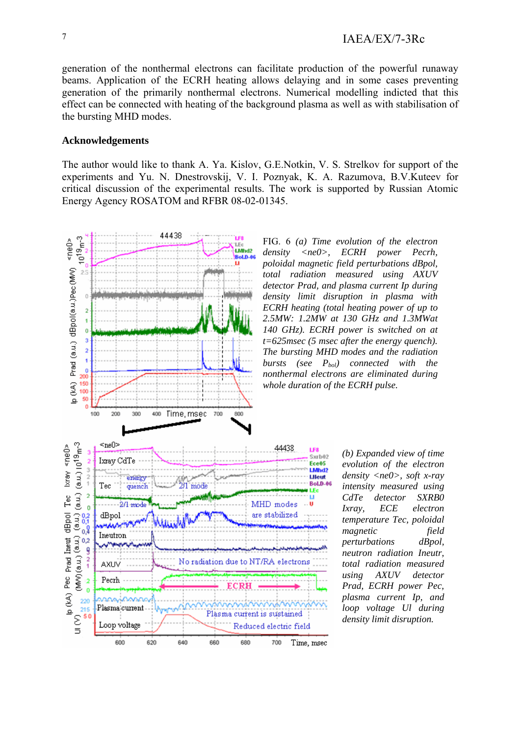generation of the nonthermal electrons can facilitate production of the powerful runaway beams. Application of the ECRH heating allows delaying and in some cases preventing generation of the primarily nonthermal electrons. Numerical modelling indicted that this effect can be connected with heating of the background plasma as well as with stabilisation of the bursting MHD modes.

## Acknowledgements

The author would like to thank A. Ya. Kislov, G.E.Notkin, V. S. Strelkov for support of the experiments and Yu. N. Dnestrovskij, V. I. Poznyak, K. A. Razumova, B.V.Kuteev for critical discussion of the experimental results. The work is supported by Russian Atomic Energy Agency ROSATOM and RFBR 08-02-01345.

*FIG. 6 (a) Time evolution of the electron density <ne0>, ECRH power Pecrh, poloidal magnetic field perturbations dBpol, total radiation measured using AXUV detector Prad, and plasma current Ip during density limit disruption in plasma with ECRH heating (total heating power of up to 2.5MW: 1.2MW at 130 GHz and 1.3MWat 140 GHz). ECRH power is switched on at t=625msec (5 msec after the energy quench). The bursting MHD modes and the radiation bursts (see $P_{bol}$) connected with the nonthermal electrons are eliminated during whole duration of the ECRH pulse.*

*(b) Expanded view of time evolution of the electron density <ne0>, soft x-ray intensity measured using CdTe detector SXRB0 Ixray, ECE electron temperature Tec, poloidal magnetic field perturbations dBpol, neutron radiation Ineutr, total radiation measured using AXUV detector Prad, ECRH power Pec, plasma current Ip, and loop voltage Ul during density limit disruption.*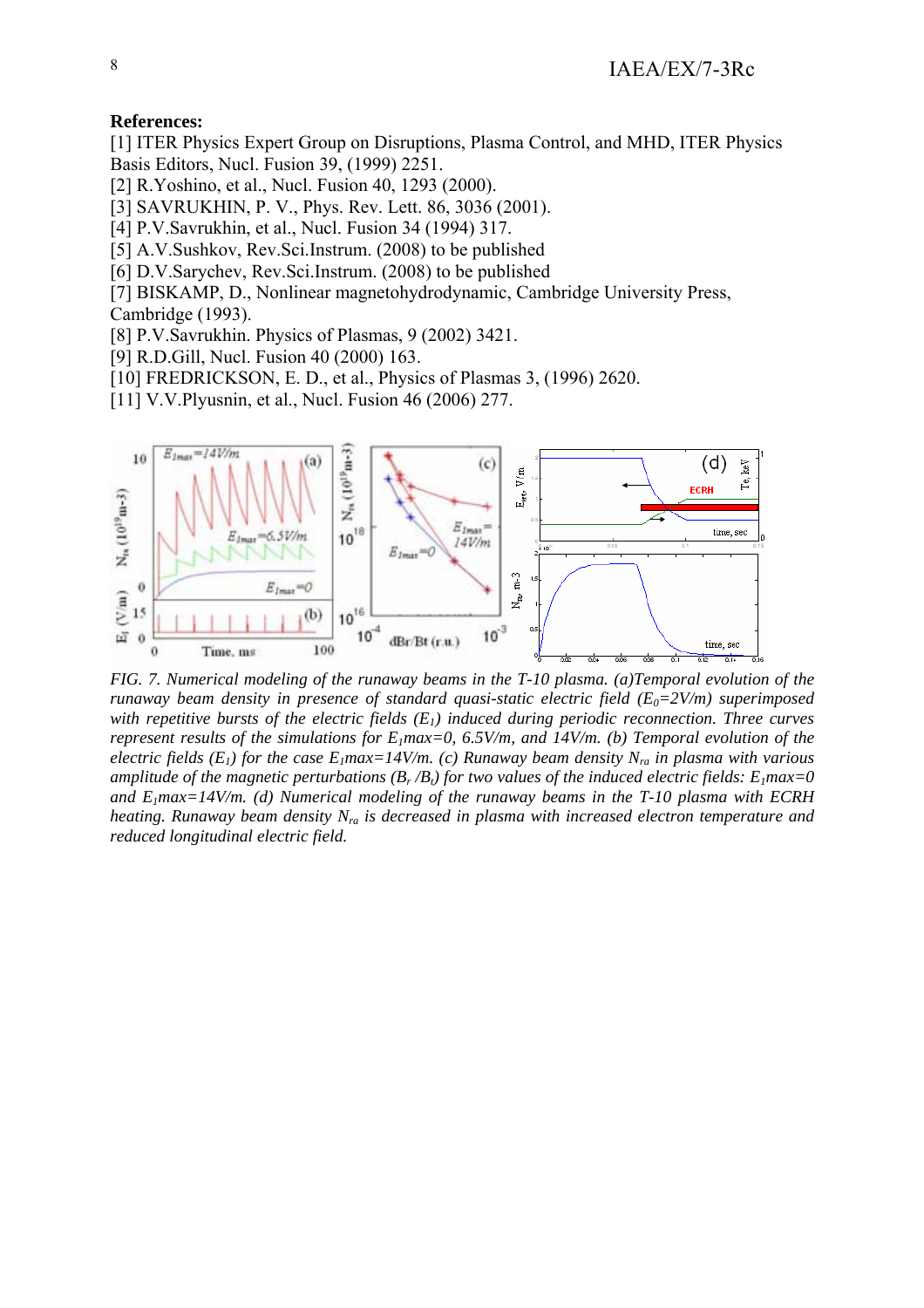**References:**

[1] ITER Physics Expert Group on Disruptions, Plasma Control, and MHD, ITER Physics Basis Editors, Nucl. Fusion 39, (1999) 2251.
[2] R.Yoshino, et al., Nucl. Fusion 40, 1293 (2000).
[3] SAVRUKHIN, P. V., Phys. Rev. Lett. 86, 3036 (2001).
[4] P.V.Savrukhin, et al., Nucl. Fusion 34 (1994) 317.
[5] A.V.Sushkov, Rev.Sci.Instrum. (2008) to be published
[6] D.V.Sarychev, Rev.Sci.Instrum. (2008) to be published
[7] BISKAMP, D., Nonlinear magnetohydrodynamic, Cambridge University Press, Cambridge (1993).
[8] P.V.Savrukhin. Physics of Plasmas, 9 (2002) 3421.
[9] R.D.Gill, Nucl. Fusion 40 (2000) 163.
[10] FREDRICKSON, E. D., et al., Physics of Plasmas 3, (1996) 2620.
[11] V.V.Plyusnin, et al., Nucl. Fusion 46 (2006) 277.

$E_{1max}$=14V/m
(a)
10
$N_{ra}$ ($10^{19}$m-3)
$E_{1max}$=6.5V/m
0
$E_{1max}$=0
$E_1$ (V/m)
15
0
(b)
0
Time, ms
100

(c)
$N_{ra}$ ($10^{19}$m-3)
$10^{18}$
$E_{1max}$=14V/m
$E_{1max}$=0
$10^{16}$
$10^{-4}$
dBr/Bt (r.u.)
$10^{-3}$

(d)
$E_{eff}$, V/m
Te, keV
ECRH
time, sec
$N_{ra}$, m-3
time, sec

*FIG. 7. Numerical modeling of the runaway beams in the T-10 plasma. (a)Temporal evolution of the runaway beam density in presence of standard quasi-static electric field ($E_0$=2V/m) superimposed with repetitive bursts of the electric fields ($E_1$) induced during periodic reconnection. Three curves represent results of the simulations for $E_1$max=0, 6.5V/m, and 14V/m. (b) Temporal evolution of the electric fields ($E_1$) for the case $E_1$max=14V/m. (c) Runaway beam density $N_{ra}$ in plasma with various amplitude of the magnetic perturbations ($B_r$ /$B_t$) for two values of the induced electric fields: $E_1$max=0 and $E_1$max=14V/m. (d) Numerical modeling of the runaway beams in the T-10 plasma with ECRH heating. Runaway beam density $N_{ra}$ is decreased in plasma with increased electron temperature and reduced longitudinal electric field.*